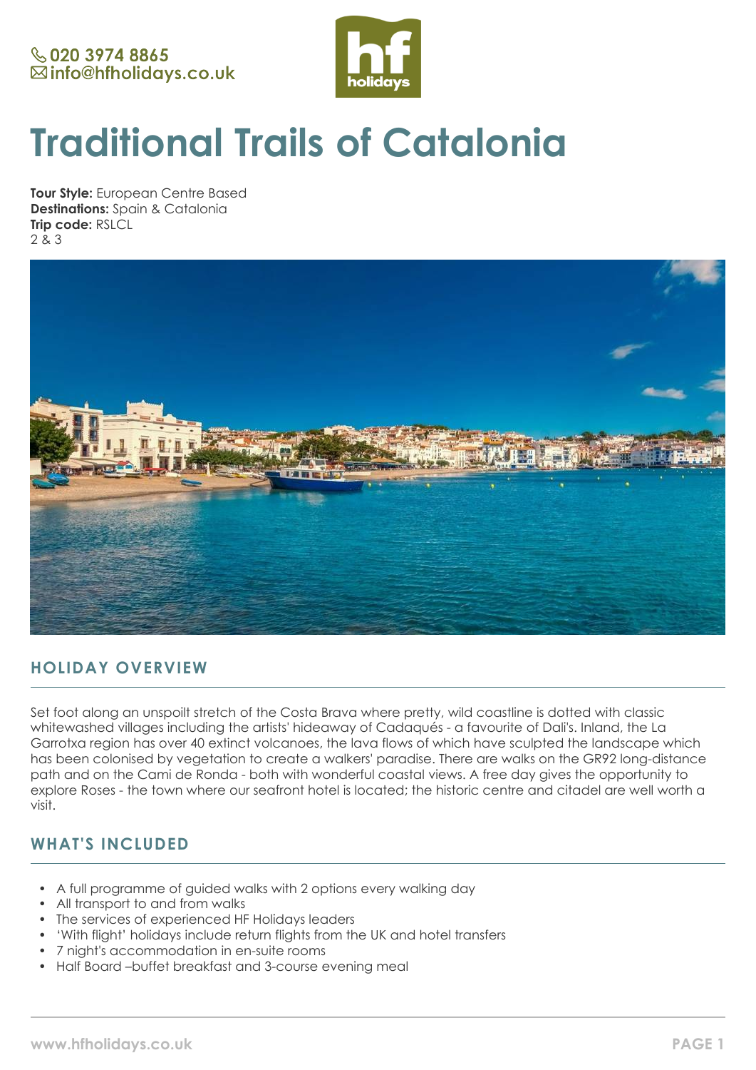020 3974 8865
info@hfholidays.co.uk

# Traditional Trails of Catalonia

**Tour Style:** European Centre Based
**Destinations:** Spain & Catalonia
**Trip code:** RSLCL
2 & 3

## HOLIDAY OVERVIEW

Set foot along an unspoilt stretch of the Costa Brava where pretty, wild coastline is dotted with classic whitewashed villages including the artists' hideaway of Cadaqués - a favourite of Dali's. Inland, the La Garrotxa region has over 40 extinct volcanoes, the lava flows of which have sculpted the landscape which has been colonised by vegetation to create a walkers' paradise. There are walks on the GR92 long-distance path and on the Cami de Ronda - both with wonderful coastal views. A free day gives the opportunity to explore Roses - the town where our seafront hotel is located; the historic centre and citadel are well worth a visit.

## WHAT'S INCLUDED

- A full programme of guided walks with 2 options every walking day
- All transport to and from walks
- The services of experienced HF Holidays leaders
- 'With flight' holidays include return flights from the UK and hotel transfers
- 7 night's accommodation in en-suite rooms
- Half Board –buffet breakfast and 3-course evening meal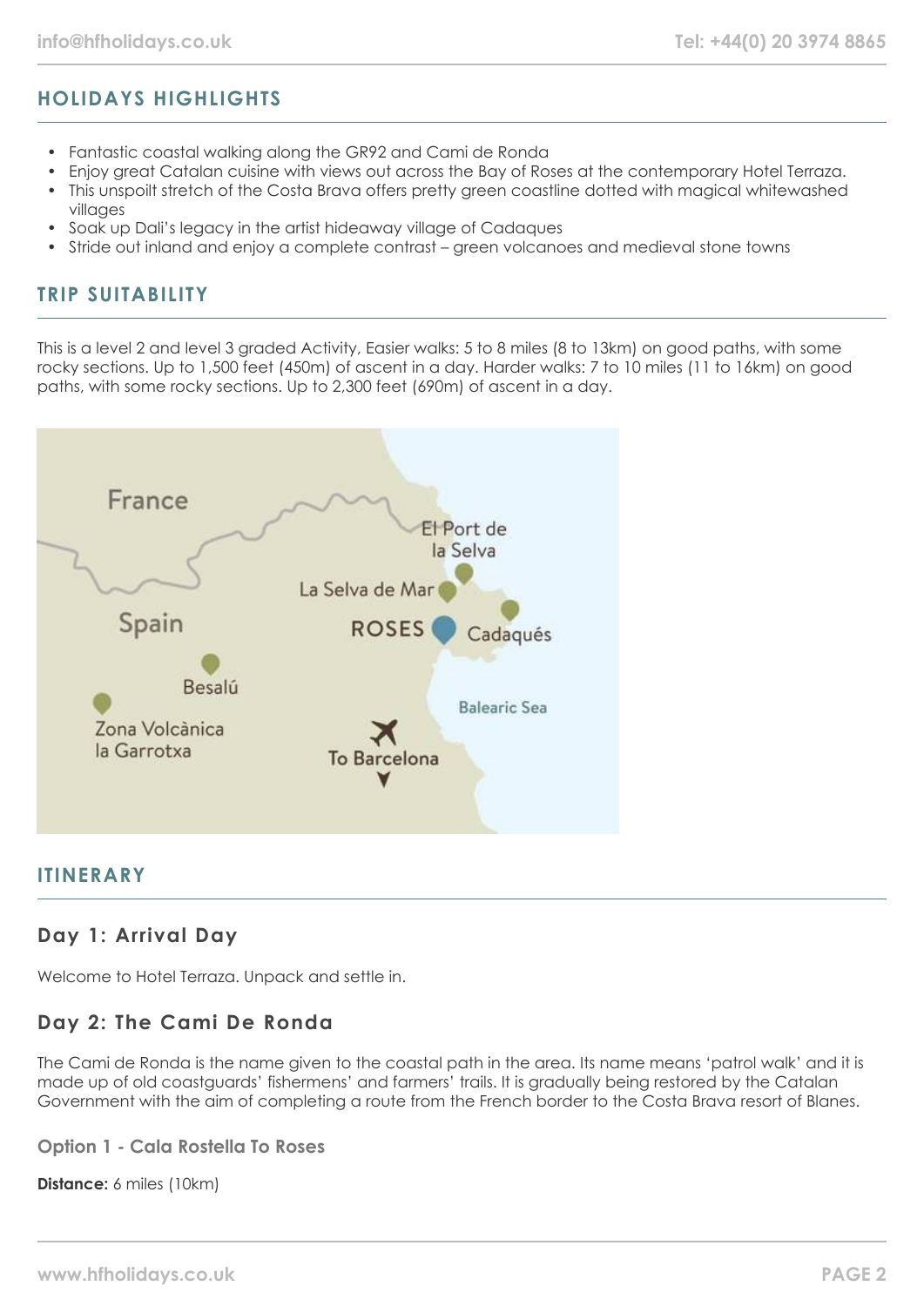## HOLIDAYS HIGHLIGHTS

- Fantastic coastal walking along the GR92 and Cami de Ronda
- Enjoy great Catalan cuisine with views out across the Bay of Roses at the contemporary Hotel Terraza.
- This unspoilt stretch of the Costa Brava offers pretty green coastline dotted with magical whitewashed villages
- Soak up Dali's legacy in the artist hideaway village of Cadaques
- Stride out inland and enjoy a complete contrast – green volcanoes and medieval stone towns

## TRIP SUITABILITY

This is a level 2 and level 3 graded Activity, Easier walks: 5 to 8 miles (8 to 13km) on good paths, with some rocky sections. Up to 1,500 feet (450m) of ascent in a day. Harder walks: 7 to 10 miles (11 to 16km) on good paths, with some rocky sections. Up to 2,300 feet (690m) of ascent in a day.

## ITINERARY

### Day 1: Arrival Day

Welcome to Hotel Terraza. Unpack and settle in.

### Day 2: The Cami De Ronda

The Cami de Ronda is the name given to the coastal path in the area. Its name means 'patrol walk' and it is made up of old coastguards' fishermens' and farmers' trails. It is gradually being restored by the Catalan Government with the aim of completing a route from the French border to the Costa Brava resort of Blanes.

#### Option 1 - Cala Rostella To Roses

**Distance:** 6 miles (10km)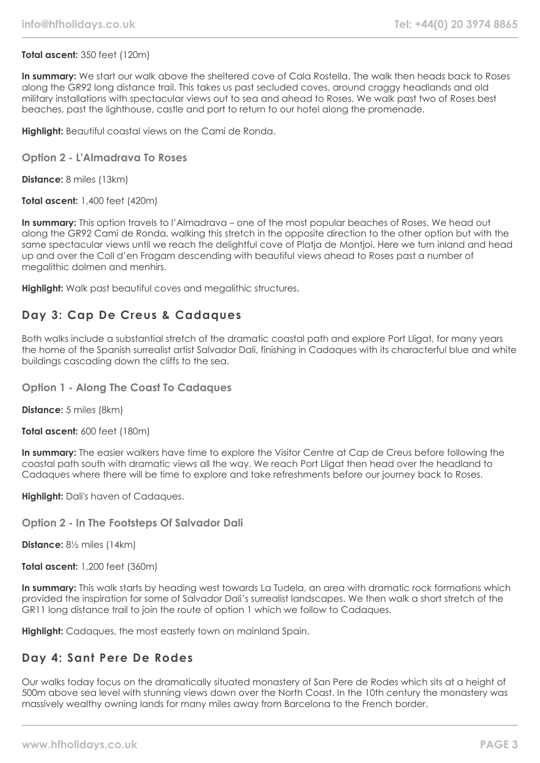**Total ascent:** 350 feet (120m)

**In summary:** We start our walk above the sheltered cove of Cala Rostella. The walk then heads back to Roses along the GR92 long distance trail. This takes us past secluded coves, around craggy headlands and old military installations with spectacular views out to sea and ahead to Roses. We walk past two of Roses best beaches, past the lighthouse, castle and port to return to our hotel along the promenade.

**Highlight:** Beautiful coastal views on the Cami de Ronda.

### Option 2 - L'Almadrava To Roses

**Distance:** 8 miles (13km)

**Total ascent:** 1,400 feet (420m)

**In summary:** This option travels to l'Almadrava – one of the most popular beaches of Roses. We head out along the GR92 Cami de Ronda, walking this stretch in the opposite direction to the other option but with the same spectacular views until we reach the delightful cove of Platja de Montjoi. Here we turn inland and head up and over the Coll d'en Fragam descending with beautiful views ahead to Roses past a number of megalithic dolmen and menhirs.

**Highlight:** Walk past beautiful coves and megalithic structures.

## Day 3: Cap De Creus & Cadaques

Both walks include a substantial stretch of the dramatic coastal path and explore Port Lligat, for many years the home of the Spanish surrealist artist Salvador Dali, finishing in Cadaques with its characterful blue and white buildings cascading down the cliffs to the sea.

### Option 1 - Along The Coast To Cadaques

**Distance:** 5 miles (8km)

**Total ascent:** 600 feet (180m)

**In summary:** The easier walkers have time to explore the Visitor Centre at Cap de Creus before following the coastal path south with dramatic views all the way. We reach Port Lligat then head over the headland to Cadaques where there will be time to explore and take refreshments before our journey back to Roses.

**Highlight:** Dali's haven of Cadaques.

### Option 2 - In The Footsteps Of Salvador Dali

**Distance:** 8½ miles (14km)

**Total ascent:** 1,200 feet (360m)

**In summary:** This walk starts by heading west towards La Tudela, an area with dramatic rock formations which provided the inspiration for some of Salvador Dali's surrealist landscapes. We then walk a short stretch of the GR11 long distance trail to join the route of option 1 which we follow to Cadaques.

**Highlight:** Cadaques, the most easterly town on mainland Spain.

## Day 4: Sant Pere De Rodes

Our walks today focus on the dramatically situated monastery of San Pere de Rodes which sits at a height of 500m above sea level with stunning views down over the North Coast. In the 10th century the monastery was massively wealthy owning lands for many miles away from Barcelona to the French border.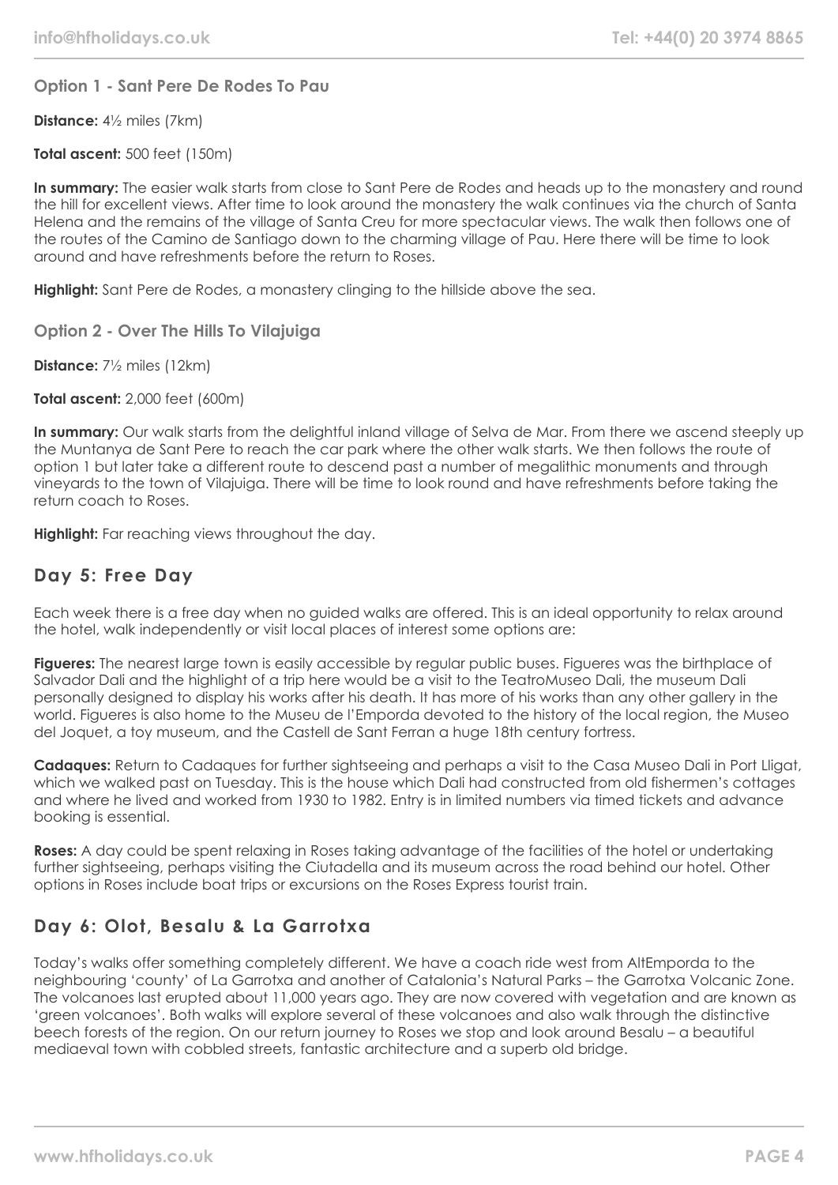### Option 1 - Sant Pere De Rodes To Pau

**Distance:** 4½ miles (7km)

**Total ascent:** 500 feet (150m)

**In summary:** The easier walk starts from close to Sant Pere de Rodes and heads up to the monastery and round the hill for excellent views. After time to look around the monastery the walk continues via the church of Santa Helena and the remains of the village of Santa Creu for more spectacular views. The walk then follows one of the routes of the Camino de Santiago down to the charming village of Pau. Here there will be time to look around and have refreshments before the return to Roses.

**Highlight:** Sant Pere de Rodes, a monastery clinging to the hillside above the sea.

### Option 2 - Over The Hills To Vilajuiga

**Distance:** 7½ miles (12km)

**Total ascent:** 2,000 feet (600m)

**In summary:** Our walk starts from the delightful inland village of Selva de Mar. From there we ascend steeply up the Muntanya de Sant Pere to reach the car park where the other walk starts. We then follows the route of option 1 but later take a different route to descend past a number of megalithic monuments and through vineyards to the town of Vilajuiga. There will be time to look round and have refreshments before taking the return coach to Roses.

**Highlight:** Far reaching views throughout the day.

## Day 5: Free Day

Each week there is a free day when no guided walks are offered. This is an ideal opportunity to relax around the hotel, walk independently or visit local places of interest some options are:

**Figueres:** The nearest large town is easily accessible by regular public buses. Figueres was the birthplace of Salvador Dali and the highlight of a trip here would be a visit to the TeatroMuseo Dali, the museum Dali personally designed to display his works after his death. It has more of his works than any other gallery in the world. Figueres is also home to the Museu de l'Emporda devoted to the history of the local region, the Museo del Joquet, a toy museum, and the Castell de Sant Ferran a huge 18th century fortress.

**Cadaques:** Return to Cadaques for further sightseeing and perhaps a visit to the Casa Museo Dali in Port Lligat, which we walked past on Tuesday. This is the house which Dali had constructed from old fishermen's cottages and where he lived and worked from 1930 to 1982. Entry is in limited numbers via timed tickets and advance booking is essential.

**Roses:** A day could be spent relaxing in Roses taking advantage of the facilities of the hotel or undertaking further sightseeing, perhaps visiting the Ciutadella and its museum across the road behind our hotel. Other options in Roses include boat trips or excursions on the Roses Express tourist train.

## Day 6: Olot, Besalu & La Garrotxa

Today's walks offer something completely different. We have a coach ride west from AltEmporda to the neighbouring 'county' of La Garrotxa and another of Catalonia's Natural Parks – the Garrotxa Volcanic Zone. The volcanoes last erupted about 11,000 years ago. They are now covered with vegetation and are known as 'green volcanoes'. Both walks will explore several of these volcanoes and also walk through the distinctive beech forests of the region. On our return journey to Roses we stop and look around Besalu – a beautiful mediaeval town with cobbled streets, fantastic architecture and a superb old bridge.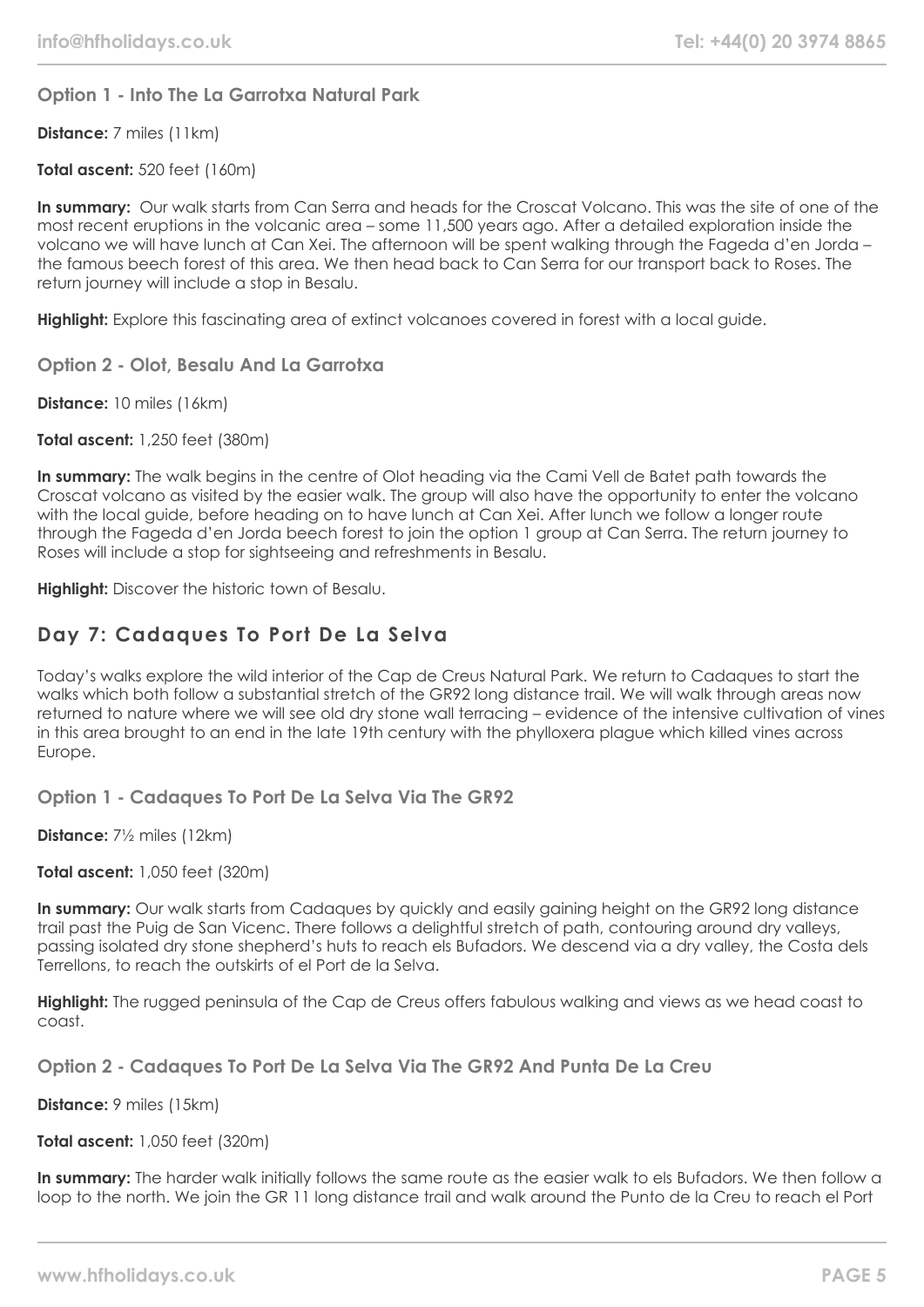### Option 1 - Into The La Garrotxa Natural Park

**Distance:** 7 miles (11km)

**Total ascent:** 520 feet (160m)

**In summary:** Our walk starts from Can Serra and heads for the Croscat Volcano. This was the site of one of the most recent eruptions in the volcanic area – some 11,500 years ago. After a detailed exploration inside the volcano we will have lunch at Can Xei. The afternoon will be spent walking through the Fageda d'en Jorda – the famous beech forest of this area. We then head back to Can Serra for our transport back to Roses. The return journey will include a stop in Besalu.

**Highlight:** Explore this fascinating area of extinct volcanoes covered in forest with a local guide.

### Option 2 - Olot, Besalu And La Garrotxa

**Distance:** 10 miles (16km)

**Total ascent:** 1,250 feet (380m)

**In summary:** The walk begins in the centre of Olot heading via the Cami Vell de Batet path towards the Croscat volcano as visited by the easier walk. The group will also have the opportunity to enter the volcano with the local guide, before heading on to have lunch at Can Xei. After lunch we follow a longer route through the Fageda d'en Jorda beech forest to join the option 1 group at Can Serra. The return journey to Roses will include a stop for sightseeing and refreshments in Besalu.

**Highlight:** Discover the historic town of Besalu.

## Day 7: Cadaques To Port De La Selva

Today's walks explore the wild interior of the Cap de Creus Natural Park. We return to Cadaques to start the walks which both follow a substantial stretch of the GR92 long distance trail. We will walk through areas now returned to nature where we will see old dry stone wall terracing – evidence of the intensive cultivation of vines in this area brought to an end in the late 19th century with the phylloxera plague which killed vines across Europe.

### Option 1 - Cadaques To Port De La Selva Via The GR92

**Distance:** 7½ miles (12km)

**Total ascent:** 1,050 feet (320m)

**In summary:** Our walk starts from Cadaques by quickly and easily gaining height on the GR92 long distance trail past the Puig de San Vicenc. There follows a delightful stretch of path, contouring around dry valleys, passing isolated dry stone shepherd's huts to reach els Bufadors. We descend via a dry valley, the Costa dels Terrellons, to reach the outskirts of el Port de la Selva.

**Highlight:** The rugged peninsula of the Cap de Creus offers fabulous walking and views as we head coast to coast.

### Option 2 - Cadaques To Port De La Selva Via The GR92 And Punta De La Creu

**Distance:** 9 miles (15km)

**Total ascent:** 1,050 feet (320m)

**In summary:** The harder walk initially follows the same route as the easier walk to els Bufadors. We then follow a loop to the north. We join the GR 11 long distance trail and walk around the Punto de la Creu to reach el Port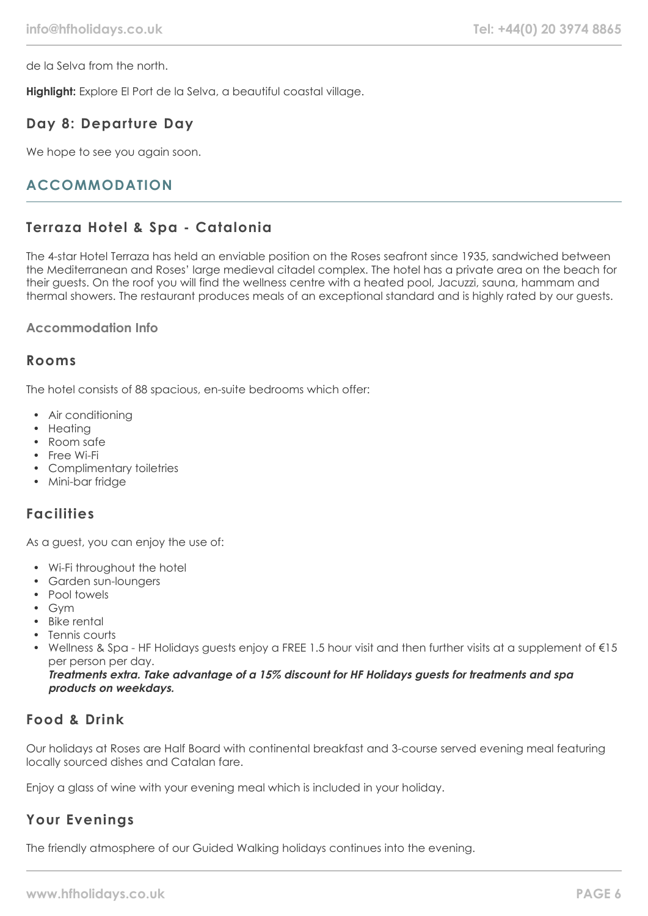de la Selva from the north.

**Highlight:** Explore El Port de la Selva, a beautiful coastal village.

### Day 8: Departure Day

We hope to see you again soon.

## ACCOMMODATION

### Terraza Hotel & Spa - Catalonia

The 4-star Hotel Terraza has held an enviable position on the Roses seafront since 1935, sandwiched between the Mediterranean and Roses' large medieval citadel complex. The hotel has a private area on the beach for their guests. On the roof you will find the wellness centre with a heated pool, Jacuzzi, sauna, hammam and thermal showers. The restaurant produces meals of an exceptional standard and is highly rated by our guests.

#### Accommodation Info

### Rooms

The hotel consists of 88 spacious, en-suite bedrooms which offer:

- Air conditioning
- Heating
- Room safe
- Free Wi-Fi
- Complimentary toiletries
- Mini-bar fridge

### Facilities

As a guest, you can enjoy the use of:

- Wi-Fi throughout the hotel
- Garden sun-loungers
- Pool towels
- Gym
- Bike rental
- Tennis courts
- Wellness & Spa - HF Holidays guests enjoy a FREE 1.5 hour visit and then further visits at a supplement of €15 per person per day.
  ***Treatments extra. Take advantage of a 15% discount for HF Holidays guests for treatments and spa products on weekdays.***

### Food & Drink

Our holidays at Roses are Half Board with continental breakfast and 3-course served evening meal featuring locally sourced dishes and Catalan fare.

Enjoy a glass of wine with your evening meal which is included in your holiday.

### Your Evenings

The friendly atmosphere of our Guided Walking holidays continues into the evening.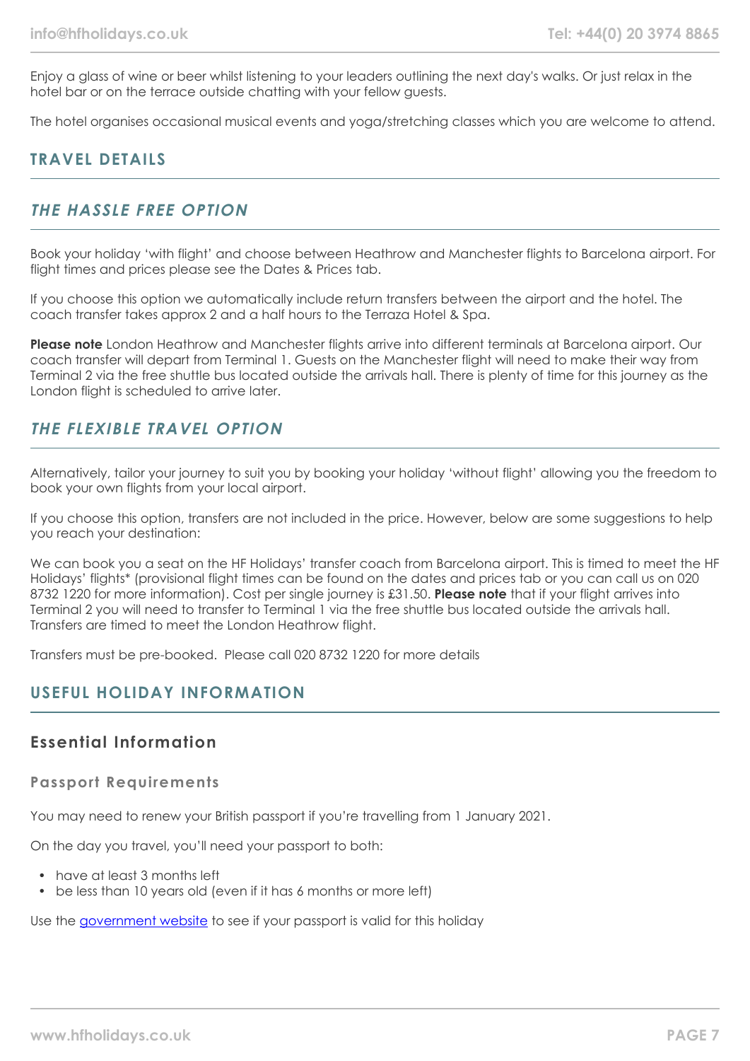Enjoy a glass of wine or beer whilst listening to your leaders outlining the next day's walks. Or just relax in the hotel bar or on the terrace outside chatting with your fellow guests.

The hotel organises occasional musical events and yoga/stretching classes which you are welcome to attend.

## TRAVEL DETAILS

### *THE HASSLE FREE OPTION*

Book your holiday 'with flight' and choose between Heathrow and Manchester flights to Barcelona airport. For flight times and prices please see the Dates & Prices tab.

If you choose this option we automatically include return transfers between the airport and the hotel. The coach transfer takes approx 2 and a half hours to the Terraza Hotel & Spa.

**Please note** London Heathrow and Manchester flights arrive into different terminals at Barcelona airport. Our coach transfer will depart from Terminal 1. Guests on the Manchester flight will need to make their way from Terminal 2 via the free shuttle bus located outside the arrivals hall. There is plenty of time for this journey as the London flight is scheduled to arrive later.

### *THE FLEXIBLE TRAVEL OPTION*

Alternatively, tailor your journey to suit you by booking your holiday 'without flight' allowing you the freedom to book your own flights from your local airport.

If you choose this option, transfers are not included in the price. However, below are some suggestions to help you reach your destination:

We can book you a seat on the HF Holidays' transfer coach from Barcelona airport. This is timed to meet the HF Holidays' flights* (provisional flight times can be found on the dates and prices tab or you can call us on 020 8732 1220 for more information). Cost per single journey is £31.50. **Please note** that if your flight arrives into Terminal 2 you will need to transfer to Terminal 1 via the free shuttle bus located outside the arrivals hall. Transfers are timed to meet the London Heathrow flight.

Transfers must be pre-booked. Please call 020 8732 1220 for more details

## USEFUL HOLIDAY INFORMATION

### Essential Information

#### Passport Requirements

You may need to renew your British passport if you're travelling from 1 January 2021.

On the day you travel, you'll need your passport to both:

- have at least 3 months left
- be less than 10 years old (even if it has 6 months or more left)

Use the [government website](government website) to see if your passport is valid for this holiday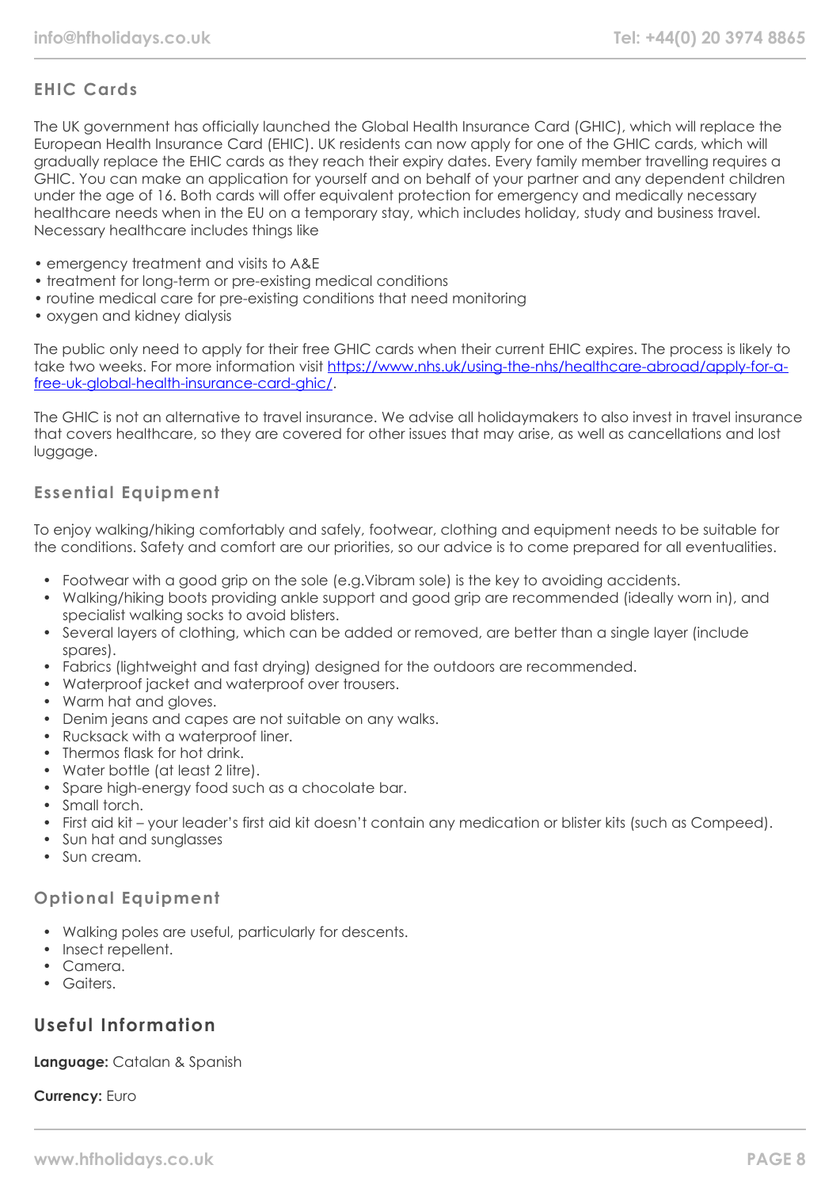### EHIC Cards

The UK government has officially launched the Global Health Insurance Card (GHIC), which will replace the European Health Insurance Card (EHIC). UK residents can now apply for one of the GHIC cards, which will gradually replace the EHIC cards as they reach their expiry dates. Every family member travelling requires a GHIC. You can make an application for yourself and on behalf of your partner and any dependent children under the age of 16. Both cards will offer equivalent protection for emergency and medically necessary healthcare needs when in the EU on a temporary stay, which includes holiday, study and business travel. Necessary healthcare includes things like

- emergency treatment and visits to A&E
- treatment for long-term or pre-existing medical conditions
- routine medical care for pre-existing conditions that need monitoring
- oxygen and kidney dialysis

The public only need to apply for their free GHIC cards when their current EHIC expires. The process is likely to take two weeks. For more information visit [https://www.nhs.uk/using-the-nhs/healthcare-abroad/apply-for-a-free-uk-global-health-insurance-card-ghic/](https://www.nhs.uk/using-the-nhs/healthcare-abroad/apply-for-a-free-uk-global-health-insurance-card-ghic/).

The GHIC is not an alternative to travel insurance. We advise all holidaymakers to also invest in travel insurance that covers healthcare, so they are covered for other issues that may arise, as well as cancellations and lost luggage.

### Essential Equipment

To enjoy walking/hiking comfortably and safely, footwear, clothing and equipment needs to be suitable for the conditions. Safety and comfort are our priorities, so our advice is to come prepared for all eventualities.

- Footwear with a good grip on the sole (e.g.Vibram sole) is the key to avoiding accidents.
- Walking/hiking boots providing ankle support and good grip are recommended (ideally worn in), and specialist walking socks to avoid blisters.
- Several layers of clothing, which can be added or removed, are better than a single layer (include spares).
- Fabrics (lightweight and fast drying) designed for the outdoors are recommended.
- Waterproof jacket and waterproof over trousers.
- Warm hat and gloves.
- Denim jeans and capes are not suitable on any walks.
- Rucksack with a waterproof liner.
- Thermos flask for hot drink.
- Water bottle (at least 2 litre).
- Spare high-energy food such as a chocolate bar.
- Small torch.
- First aid kit – your leader's first aid kit doesn't contain any medication or blister kits (such as Compeed).
- Sun hat and sunglasses
- Sun cream.

### Optional Equipment

- Walking poles are useful, particularly for descents.
- Insect repellent.
- Camera.
- Gaiters.

## Useful Information

**Language:** Catalan & Spanish

**Currency:** Euro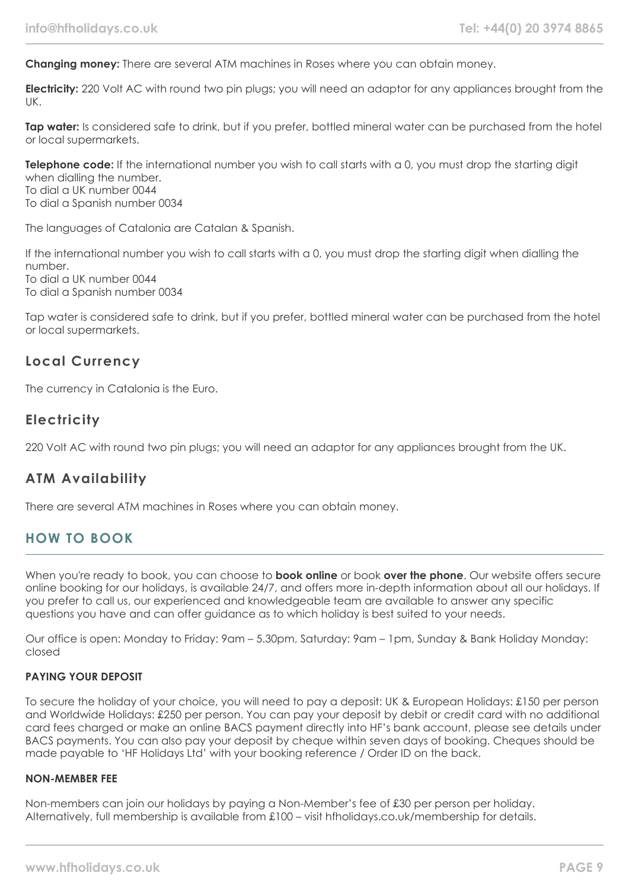**Changing money:** There are several ATM machines in Roses where you can obtain money.

**Electricity:** 220 Volt AC with round two pin plugs; you will need an adaptor for any appliances brought from the UK.

**Tap water:** Is considered safe to drink, but if you prefer, bottled mineral water can be purchased from the hotel or local supermarkets.

**Telephone code:** If the international number you wish to call starts with a 0, you must drop the starting digit when dialling the number.
To dial a UK number 0044
To dial a Spanish number 0034

The languages of Catalonia are Catalan & Spanish.

If the international number you wish to call starts with a 0, you must drop the starting digit when dialling the number.
To dial a UK number 0044
To dial a Spanish number 0034

Tap water is considered safe to drink, but if you prefer, bottled mineral water can be purchased from the hotel or local supermarkets.

### Local Currency

The currency in Catalonia is the Euro.

### Electricity

220 Volt AC with round two pin plugs; you will need an adaptor for any appliances brought from the UK.

### ATM Availability

There are several ATM machines in Roses where you can obtain money.

## HOW TO BOOK

When you're ready to book, you can choose to **book online** or book **over the phone**. Our website offers secure online booking for our holidays, is available 24/7, and offers more in-depth information about all our holidays. If you prefer to call us, our experienced and knowledgeable team are available to answer any specific questions you have and can offer guidance as to which holiday is best suited to your needs.

Our office is open: Monday to Friday: 9am – 5.30pm, Saturday: 9am – 1pm, Sunday & Bank Holiday Monday: closed

#### PAYING YOUR DEPOSIT

To secure the holiday of your choice, you will need to pay a deposit: UK & European Holidays: £150 per person and Worldwide Holidays: £250 per person. You can pay your deposit by debit or credit card with no additional card fees charged or make an online BACS payment directly into HF's bank account, please see details under BACS payments. You can also pay your deposit by cheque within seven days of booking. Cheques should be made payable to 'HF Holidays Ltd' with your booking reference / Order ID on the back.

#### NON-MEMBER FEE

Non-members can join our holidays by paying a Non-Member's fee of £30 per person per holiday. Alternatively, full membership is available from £100 – visit hfholidays.co.uk/membership for details.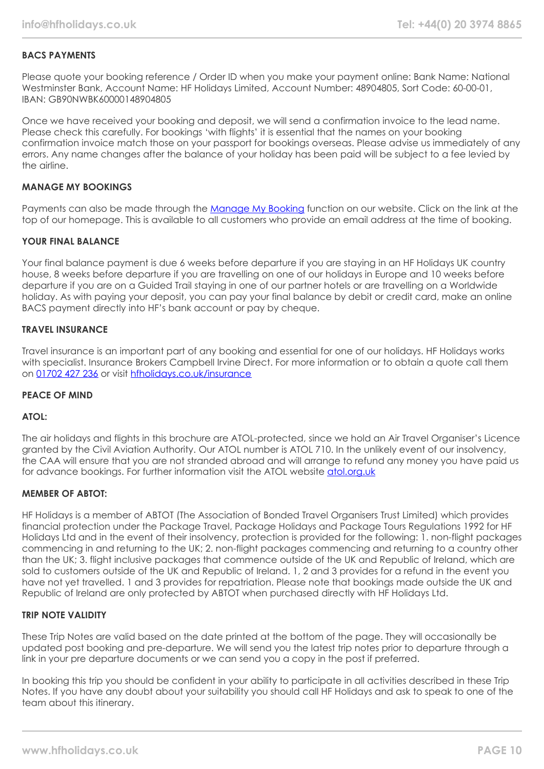## BACS PAYMENTS

Please quote your booking reference / Order ID when you make your payment online: Bank Name: National Westminster Bank, Account Name: HF Holidays Limited, Account Number: 48904805, Sort Code: 60-00-01, IBAN: GB90NWBK60000148904805

Once we have received your booking and deposit, we will send a confirmation invoice to the lead name. Please check this carefully. For bookings 'with flights' it is essential that the names on your booking confirmation invoice match those on your passport for bookings overseas. Please advise us immediately of any errors. Any name changes after the balance of your holiday has been paid will be subject to a fee levied by the airline.

## MANAGE MY BOOKINGS

Payments can also be made through the [Manage My Booking](#) function on our website. Click on the link at the top of our homepage. This is available to all customers who provide an email address at the time of booking.

## YOUR FINAL BALANCE

Your final balance payment is due 6 weeks before departure if you are staying in an HF Holidays UK country house, 8 weeks before departure if you are travelling on one of our holidays in Europe and 10 weeks before departure if you are on a Guided Trail staying in one of our partner hotels or are travelling on a Worldwide holiday. As with paying your deposit, you can pay your final balance by debit or credit card, make an online BACS payment directly into HF's bank account or pay by cheque.

## TRAVEL INSURANCE

Travel insurance is an important part of any booking and essential for one of our holidays. HF Holidays works with specialist. Insurance Brokers Campbell Irvine Direct. For more information or to obtain a quote call them on [01702 427 236](#) or visit [hfholidays.co.uk/insurance](#)

## PEACE OF MIND

### ATOL:

The air holidays and flights in this brochure are ATOL-protected, since we hold an Air Travel Organiser's Licence granted by the Civil Aviation Authority. Our ATOL number is ATOL 710. In the unlikely event of our insolvency, the CAA will ensure that you are not stranded abroad and will arrange to refund any money you have paid us for advance bookings. For further information visit the ATOL website [atol.org.uk](#)

### MEMBER OF ABTOT:

HF Holidays is a member of ABTOT (The Association of Bonded Travel Organisers Trust Limited) which provides financial protection under the Package Travel, Package Holidays and Package Tours Regulations 1992 for HF Holidays Ltd and in the event of their insolvency, protection is provided for the following: 1. non-flight packages commencing in and returning to the UK; 2. non-flight packages commencing and returning to a country other than the UK; 3. flight inclusive packages that commence outside of the UK and Republic of Ireland, which are sold to customers outside of the UK and Republic of Ireland. 1, 2 and 3 provides for a refund in the event you have not yet travelled. 1 and 3 provides for repatriation. Please note that bookings made outside the UK and Republic of Ireland are only protected by ABTOT when purchased directly with HF Holidays Ltd.

## TRIP NOTE VALIDITY

These Trip Notes are valid based on the date printed at the bottom of the page. They will occasionally be updated post booking and pre-departure. We will send you the latest trip notes prior to departure through a link in your pre departure documents or we can send you a copy in the post if preferred.

In booking this trip you should be confident in your ability to participate in all activities described in these Trip Notes. If you have any doubt about your suitability you should call HF Holidays and ask to speak to one of the team about this itinerary.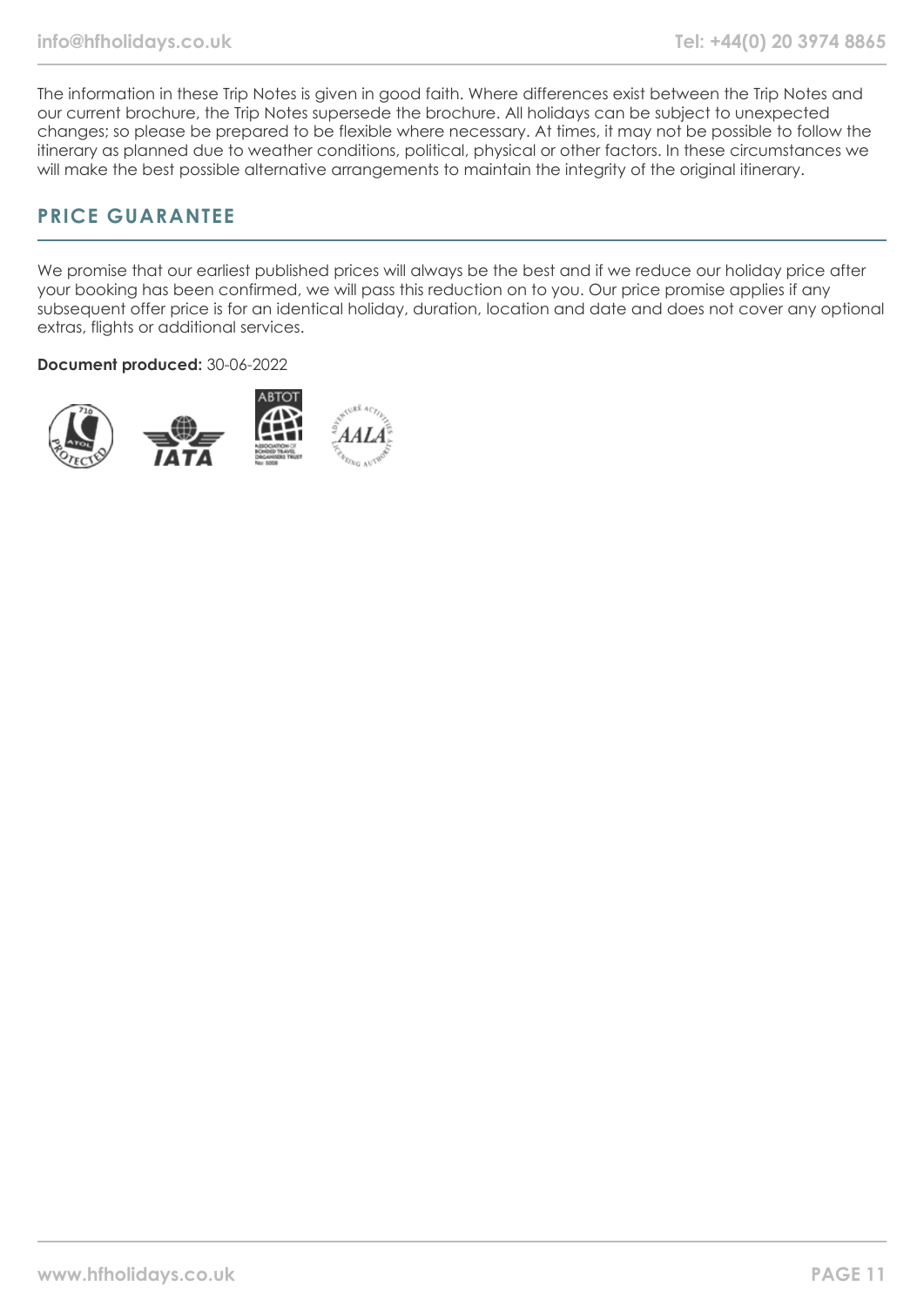The information in these Trip Notes is given in good faith. Where differences exist between the Trip Notes and our current brochure, the Trip Notes supersede the brochure. All holidays can be subject to unexpected changes; so please be prepared to be flexible where necessary. At times, it may not be possible to follow the itinerary as planned due to weather conditions, political, physical or other factors. In these circumstances we will make the best possible alternative arrangements to maintain the integrity of the original itinerary.

## PRICE GUARANTEE

We promise that our earliest published prices will always be the best and if we reduce our holiday price after your booking has been confirmed, we will pass this reduction on to you. Our price promise applies if any subsequent offer price is for an identical holiday, duration, location and date and does not cover any optional extras, flights or additional services.

**Document produced:** 30-06-2022